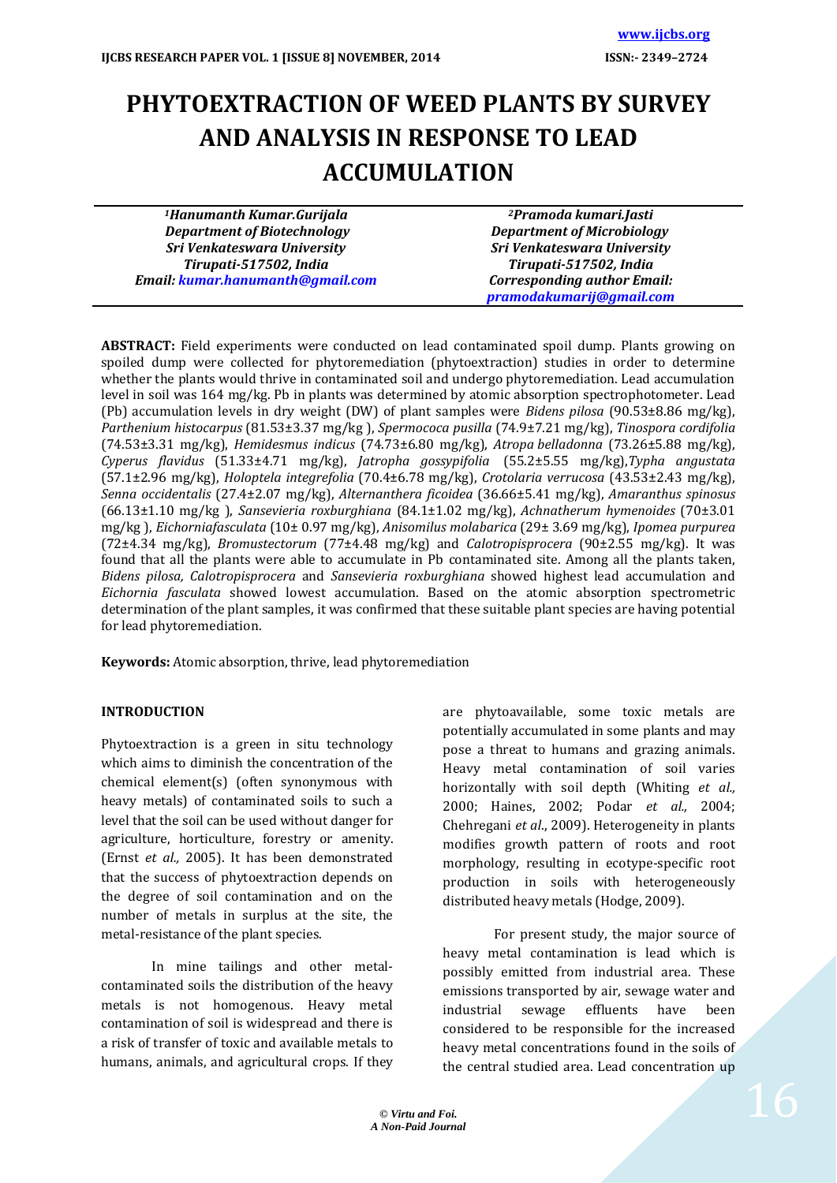# PHYTOEXTRACTION OF WEED PLANTS BY SURVEY AND ANALYSIS IN RESPONSE TO LEAD ACCUMULATION

| [1]*Hanumanth Kumar.Gurijala* | [2]*Pramoda kumari.Jasti* |
| --- | --- |
| *Department of Biotechnology* | *Department of Microbiology* |
| *Sri Venkateswara University* | *Sri Venkateswara University* |
| *Tirupati-517502, India* | *Tirupati-517502, India* |
| *Email: kumar.hanumanth@gmail.com* | *Corresponding author Email: pramodakumarij@gmail.com* |

**ABSTRACT:** Field experiments were conducted on lead contaminated spoil dump. Plants growing on spoiled dump were collected for phytoremediation (phytoextraction) studies in order to determine whether the plants would thrive in contaminated soil and undergo phytoremediation. Lead accumulation level in soil was 164 mg/kg. Pb in plants was determined by atomic absorption spectrophotometer. Lead (Pb) accumulation levels in dry weight (DW) of plant samples were *Bidens pilosa* (90.53±8.86 mg/kg), *Parthenium histocarpus* (81.53±3.37 mg/kg ), *Spermococa pusilla* (74.9±7.21 mg/kg), *Tinospora cordifolia* (74.53±3.31 mg/kg), *Hemidesmus indicus* (74.73±6.80 mg/kg), *Atropa belladonna* (73.26±5.88 mg/kg), *Cyperus flavidus* (51.33±4.71 mg/kg), *Jatropha gossypifolia* (55.2±5.55 mg/kg),*Typha angustata* (57.1±2.96 mg/kg), *Holoptela integrefolia* (70.4±6.78 mg/kg), *Crotolaria verrucosa* (43.53±2.43 mg/kg), *Senna occidentalis* (27.4±2.07 mg/kg), *Alternanthera ficoidea* (36.66±5.41 mg/kg), *Amaranthus spinosus* (66.13±1.10 mg/kg ), *Sansevieria roxburghiana* (84.1±1.02 mg/kg), *Achnatherum hymenoides* (70±3.01 mg/kg ), *Eichorniafasculata* (10± 0.97 mg/kg), *Anisomilus molabarica* (29± 3.69 mg/kg), *Ipomea purpurea* (72±4.34 mg/kg), *Bromustectorum* (77±4.48 mg/kg) and *Calotropisprocera* (90±2.55 mg/kg). It was found that all the plants were able to accumulate in Pb contaminated site. Among all the plants taken, *Bidens pilosa, Calotropisprocera* and *Sansevieria roxburghiana* showed highest lead accumulation and *Eichornia fasculata* showed lowest accumulation. Based on the atomic absorption spectrometric determination of the plant samples, it was confirmed that these suitable plant species are having potential for lead phytoremediation.

**Keywords:** Atomic absorption, thrive, lead phytoremediation

## INTRODUCTION

Phytoextraction is a green in situ technology which aims to diminish the concentration of the chemical element(s) (often synonymous with heavy metals) of contaminated soils to such a level that the soil can be used without danger for agriculture, horticulture, forestry or amenity. (Ernst *et al.,* 2005). It has been demonstrated that the success of phytoextraction depends on the degree of soil contamination and on the number of metals in surplus at the site, the metal-resistance of the plant species.

In mine tailings and other metal-contaminated soils the distribution of the heavy metals is not homogenous. Heavy metal contamination of soil is widespread and there is a risk of transfer of toxic and available metals to humans, animals, and agricultural crops. If they are phytoavailable, some toxic metals are potentially accumulated in some plants and may pose a threat to humans and grazing animals. Heavy metal contamination of soil varies horizontally with soil depth (Whiting *et al.,* 2000; Haines, 2002; Podar *et al.,* 2004; Chehregani *et al*., 2009). Heterogeneity in plants modifies growth pattern of roots and root morphology, resulting in ecotype-specific root production in soils with heterogeneously distributed heavy metals (Hodge, 2009).

For present study, the major source of heavy metal contamination is lead which is possibly emitted from industrial area. These emissions transported by air, sewage water and industrial sewage effluents have been considered to be responsible for the increased heavy metal concentrations found in the soils of the central studied area. Lead concentration up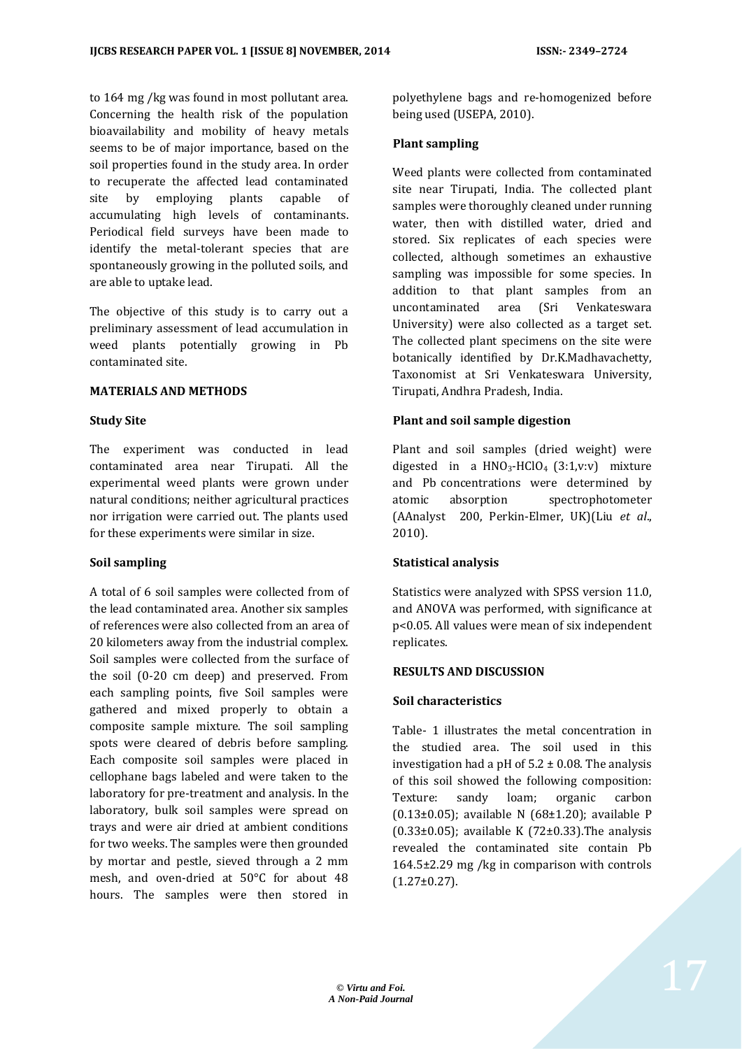to 164 mg /kg was found in most pollutant area. Concerning the health risk of the population bioavailability and mobility of heavy metals seems to be of major importance, based on the soil properties found in the study area. In order to recuperate the affected lead contaminated site by employing plants capable of accumulating high levels of contaminants. Periodical field surveys have been made to identify the metal-tolerant species that are spontaneously growing in the polluted soils, and are able to uptake lead.

The objective of this study is to carry out a preliminary assessment of lead accumulation in weed plants potentially growing in Pb contaminated site.

## MATERIALS AND METHODS

### Study Site

The experiment was conducted in lead contaminated area near Tirupati. All the experimental weed plants were grown under natural conditions; neither agricultural practices nor irrigation were carried out. The plants used for these experiments were similar in size.

### Soil sampling

A total of 6 soil samples were collected from of the lead contaminated area. Another six samples of references were also collected from an area of 20 kilometers away from the industrial complex. Soil samples were collected from the surface of the soil (0-20 cm deep) and preserved. From each sampling points, five Soil samples were gathered and mixed properly to obtain a composite sample mixture. The soil sampling spots were cleared of debris before sampling. Each composite soil samples were placed in cellophane bags labeled and were taken to the laboratory for pre-treatment and analysis. In the laboratory, bulk soil samples were spread on trays and were air dried at ambient conditions for two weeks. The samples were then grounded by mortar and pestle, sieved through a 2 mm mesh, and oven-dried at 50°C for about 48 hours. The samples were then stored in polyethylene bags and re-homogenized before being used (USEPA, 2010).

### Plant sampling

Weed plants were collected from contaminated site near Tirupati, India. The collected plant samples were thoroughly cleaned under running water, then with distilled water, dried and stored. Six replicates of each species were collected, although sometimes an exhaustive sampling was impossible for some species. In addition to that plant samples from an uncontaminated area (Sri Venkateswara University) were also collected as a target set. The collected plant specimens on the site were botanically identified by Dr.K.Madhavachetty, Taxonomist at Sri Venkateswara University, Tirupati, Andhra Pradesh, India.

### Plant and soil sample digestion

Plant and soil samples (dried weight) were digested in a $HNO_3$-$HClO_4$ (3:1,v:v) mixture and Pb concentrations were determined by atomic absorption spectrophotometer (AAnalyst 200, Perkin-Elmer, UK)(Liu *et al*., 2010).

### Statistical analysis

Statistics were analyzed with SPSS version 11.0, and ANOVA was performed, with significance at $p<0.05$. All values were mean of six independent replicates.

## RESULTS AND DISCUSSION

### Soil characteristics

Table- 1 illustrates the metal concentration in the studied area. The soil used in this investigation had a pH of 5.2 ± 0.08. The analysis of this soil showed the following composition: Texture: sandy loam; organic carbon (0.13±0.05); available N (68±1.20); available P (0.33±0.05); available K (72±0.33).The analysis revealed the contaminated site contain Pb 164.5±2.29 mg /kg in comparison with controls (1.27±0.27).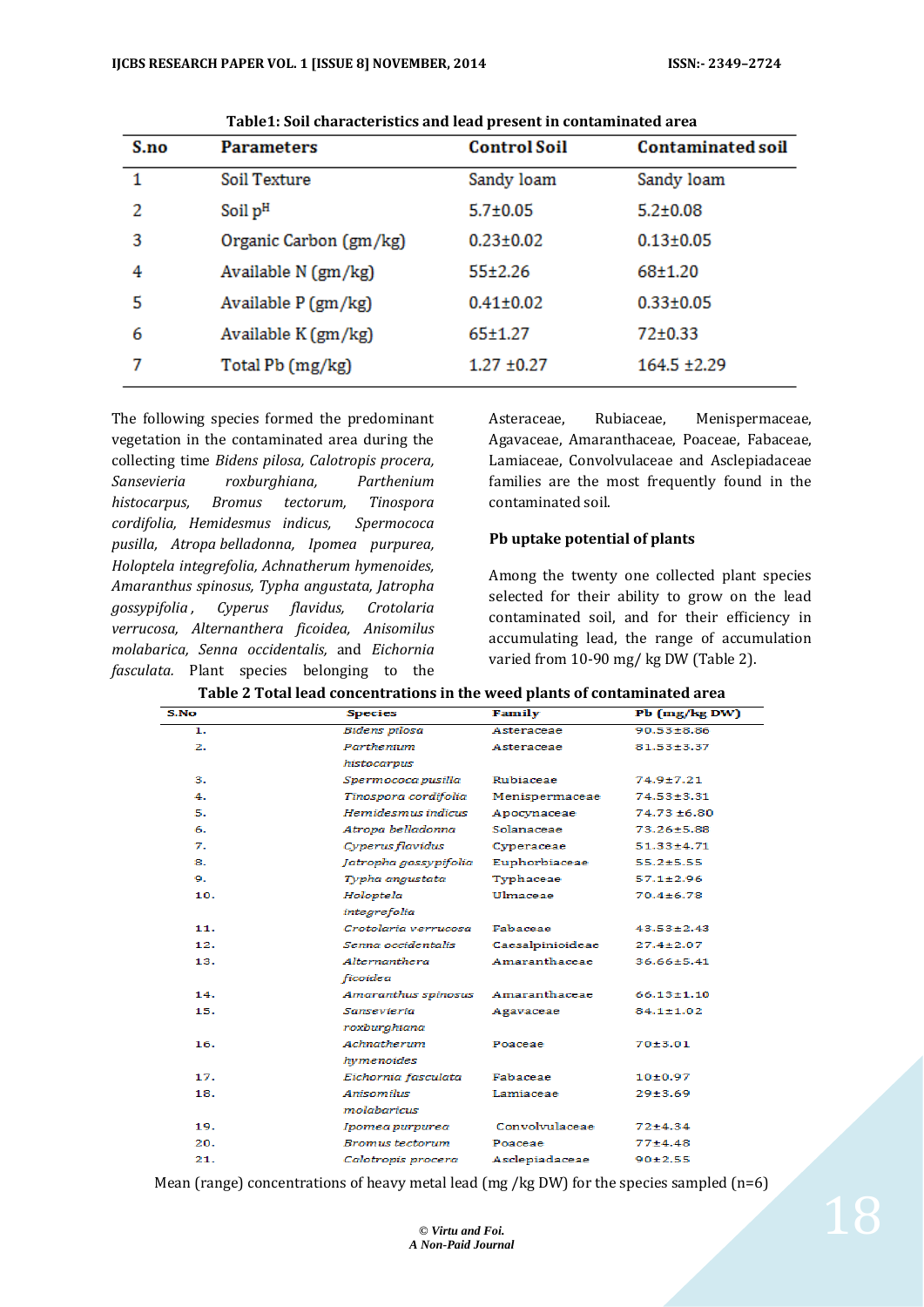**Table1: Soil characteristics and lead present in contaminated area**

| S.no | Parameters | Control Soil | Contaminated soil |
|---|---|---|---|
| 1 | Soil Texture | Sandy loam | Sandy loam |
| 2 | Soil p$^H$ | 5.7±0.05 | 5.2±0.08 |
| 3 | Organic Carbon (gm/kg) | 0.23±0.02 | 0.13±0.05 |
| 4 | Available N (gm/kg) | 55±2.26 | 68±1.20 |
| 5 | Available P (gm/kg) | 0.41±0.02 | 0.33±0.05 |
| 6 | Available K (gm/kg) | 65±1.27 | 72±0.33 |
| 7 | Total Pb (mg/kg) | 1.27 ±0.27 | 164.5 ±2.29 |

The following species formed the predominant vegetation in the contaminated area during the collecting time *Bidens pilosa, Calotropis procera, Sansevieria roxburghiana, Parthenium histocarpus, Bromus tectorum, Tinospora cordifolia, Hemidesmus indicus, Spermococa pusilla, Atropa belladonna, Ipomea purpurea, Holoptela integrefolia, Achnatherum hymenoides, Amaranthus spinosus, Typha angustata, Jatropha gossypifolia, Cyperus flavidus, Crotolaria verrucosa, Alternanthera ficoidea, Anisomilus molabarica, Senna occidentalis,* and *Eichornia fasculata.* Plant species belonging to the Asteraceae, Rubiaceae, Menispermaceae, Agavaceae, Amaranthaceae, Poaceae, Fabaceae, Lamiaceae, Convolvulaceae and Asclepiadaceae families are the most frequently found in the contaminated soil.

**Pb uptake potential of plants**

Among the twenty one collected plant species selected for their ability to grow on the lead contaminated soil, and for their efficiency in accumulating lead, the range of accumulation varied from 10-90 mg/ kg DW (Table 2).

**Table 2 Total lead concentrations in the weed plants of contaminated area**

| S.No | Species | Family | Pb (mg/kg DW) |
|---|---|---|---|
| 1. | *Bidens pilosa* | Asteraceae | 90.53±8.86 |
| 2. | *Parthenium histocarpus* | Asteraceae | 81.53±3.37 |
| 3. | *Spermococa pusilla* | Rubiaceae | 74.9±7.21 |
| 4. | *Tinospora cordifolia* | Menispermaceae | 74.53±3.31 |
| 5. | *Hemidesmus indicus* | Apocynaceae | 74.73 ±6.80 |
| 6. | *Atropa belladonna* | Solanaceae | 73.26±5.88 |
| 7. | *Cyperus flavidus* | Cyperaceae | 51.33±4.71 |
| 8. | *Jatropha gossypifolia* | Euphorbiaceae | 55.2±5.55 |
| 9. | *Typha angustata* | Typhaceae | 57.1±2.96 |
| 10. | *Holoptela integrefolia* | Ulmaceae | 70.4±6.78 |
| 11. | *Crotolaria verrucosa* | Fabaceae | 43.53±2.43 |
| 12. | *Senna occidentalis* | Caesalpinioideae | 27.4±2.07 |
| 13. | *Alternanthera ficoidea* | Amaranthaceae | 36.66±5.41 |
| 14. | *Amaranthus spinosus* | Amaranthaceae | 66.13±1.10 |
| 15. | *Sansevieria roxburghiana* | Agavaceae | 84.1±1.02 |
| 16. | *Achnatherum hymenoides* | Poaceae | 70±3.01 |
| 17. | *Eichornia fasculata* | Fabaceae | 10±0.97 |
| 18. | *Anisomilus molabaricus* | Lamiaceae | 29±3.69 |
| 19. | *Ipomea purpurea* | Convolvulaceae | 72±4.34 |
| 20. | *Bromus tectorum* | Poaceae | 77±4.48 |
| 21. | *Calotropis procera* | Asclepiadaceae | 90±2.55 |

Mean (range) concentrations of heavy metal lead (mg /kg DW) for the species sampled (n=6)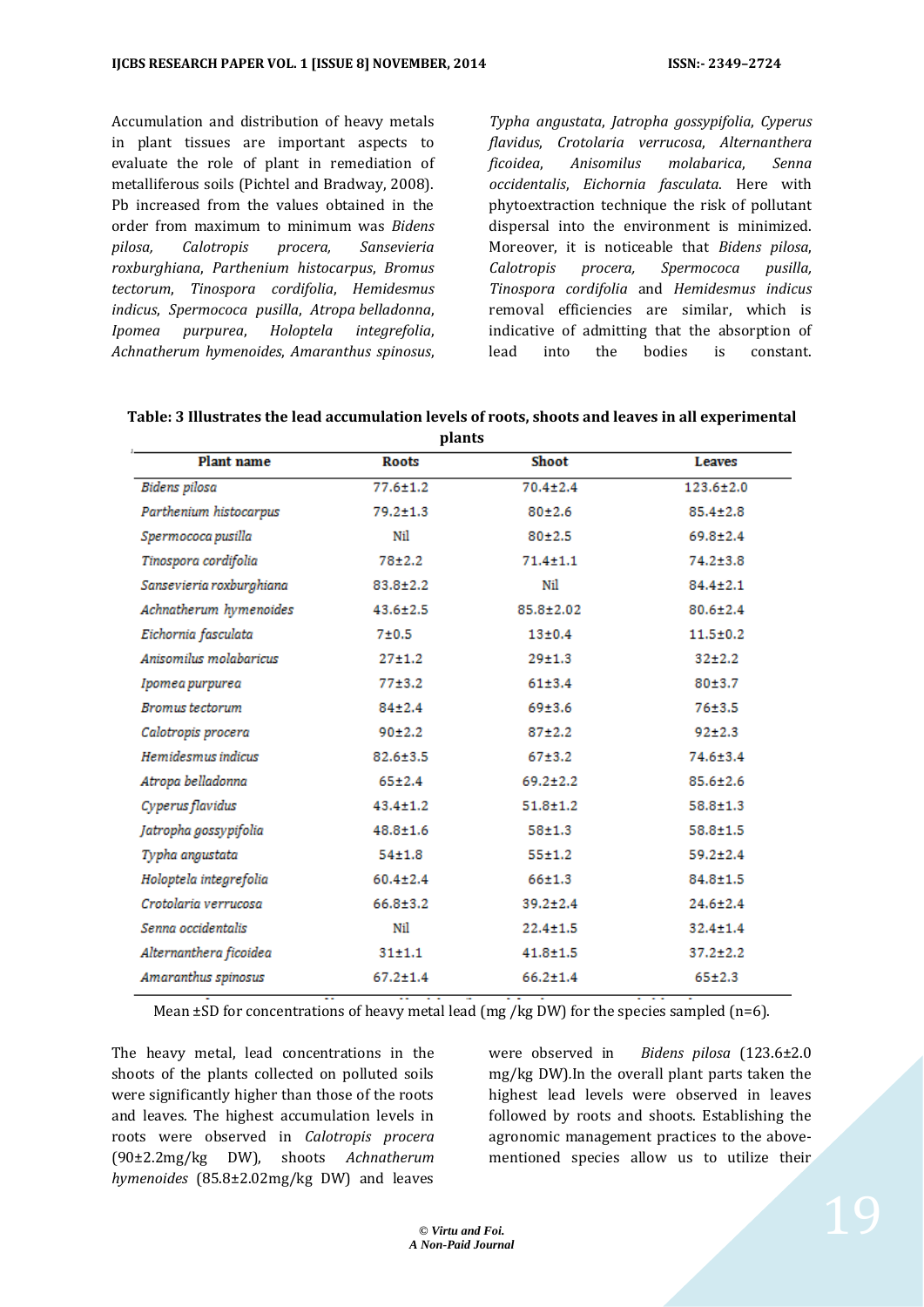Accumulation and distribution of heavy metals in plant tissues are important aspects to evaluate the role of plant in remediation of metalliferous soils (Pichtel and Bradway, 2008). Pb increased from the values obtained in the order from maximum to minimum was *Bidens pilosa, Calotropis procera, Sansevieria roxburghiana*, *Parthenium histocarpus*, *Bromus tectorum*, *Tinospora cordifolia*, *Hemidesmus indicus*, *Spermococa pusilla*, *Atropa belladonna*, *Ipomea purpurea*, *Holoptela integrefolia*, *Achnatherum hymenoides*, *Amaranthus spinosus*, *Typha angustata*, *Jatropha gossypifolia*, *Cyperus flavidus*, *Crotolaria verrucosa*, *Alternanthera ficoidea*, *Anisomilus molabarica*, *Senna occidentalis*, *Eichornia fasculata*. Here with phytoextraction technique the risk of pollutant dispersal into the environment is minimized. Moreover, it is noticeable that *Bidens pilosa*, *Calotropis procera, Spermococa pusilla, Tinospora cordifolia* and *Hemidesmus indicus* removal efficiencies are similar, which is indicative of admitting that the absorption of lead into the bodies is constant.

**Table: 3 Illustrates the lead accumulation levels of roots, shoots and leaves in all experimental plants**

| Plant name | Roots | Shoot | Leaves |
|---|---|---|---|
| *Bidens pilosa* | 77.6±1.2 | 70.4±2.4 | 123.6±2.0 |
| *Parthenium histocarpus* | 79.2±1.3 | 80±2.6 | 85.4±2.8 |
| *Spermococa pusilla* | Nil | 80±2.5 | 69.8±2.4 |
| *Tinospora cordifolia* | 78±2.2 | 71.4±1.1 | 74.2±3.8 |
| *Sansevieria roxburghiana* | 83.8±2.2 | Nil | 84.4±2.1 |
| *Achnatherum hymenoides* | 43.6±2.5 | 85.8±2.02 | 80.6±2.4 |
| *Eichornia fasculata* | 7±0.5 | 13±0.4 | 11.5±0.2 |
| *Anisomilus molabaricus* | 27±1.2 | 29±1.3 | 32±2.2 |
| *Ipomea purpurea* | 77±3.2 | 61±3.4 | 80±3.7 |
| *Bromus tectorum* | 84±2.4 | 69±3.6 | 76±3.5 |
| *Calotropis procera* | 90±2.2 | 87±2.2 | 92±2.3 |
| *Hemidesmus indicus* | 82.6±3.5 | 67±3.2 | 74.6±3.4 |
| *Atropa belladonna* | 65±2.4 | 69.2±2.2 | 85.6±2.6 |
| *Cyperus flavidus* | 43.4±1.2 | 51.8±1.2 | 58.8±1.3 |
| *Jatropha gossypifolia* | 48.8±1.6 | 58±1.3 | 58.8±1.5 |
| *Typha angustata* | 54±1.8 | 55±1.2 | 59.2±2.4 |
| *Holoptela integrefolia* | 60.4±2.4 | 66±1.3 | 84.8±1.5 |
| *Crotolaria verrucosa* | 66.8±3.2 | 39.2±2.4 | 24.6±2.4 |
| *Senna occidentalis* | Nil | 22.4±1.5 | 32.4±1.4 |
| *Alternanthera ficoidea* | 31±1.1 | 41.8±1.5 | 37.2±2.2 |
| *Amaranthus spinosus* | 67.2±1.4 | 66.2±1.4 | 65±2.3 |

Mean ±SD for concentrations of heavy metal lead (mg /kg DW) for the species sampled (n=6).

The heavy metal, lead concentrations in the shoots of the plants collected on polluted soils were significantly higher than those of the roots and leaves. The highest accumulation levels in roots were observed in *Calotropis procera* (90±2.2mg/kg DW), shoots *Achnatherum hymenoides* (85.8±2.02mg/kg DW) and leaves were observed in *Bidens pilosa* (123.6±2.0 mg/kg DW).In the overall plant parts taken the highest lead levels were observed in leaves followed by roots and shoots. Establishing the agronomic management practices to the above-mentioned species allow us to utilize their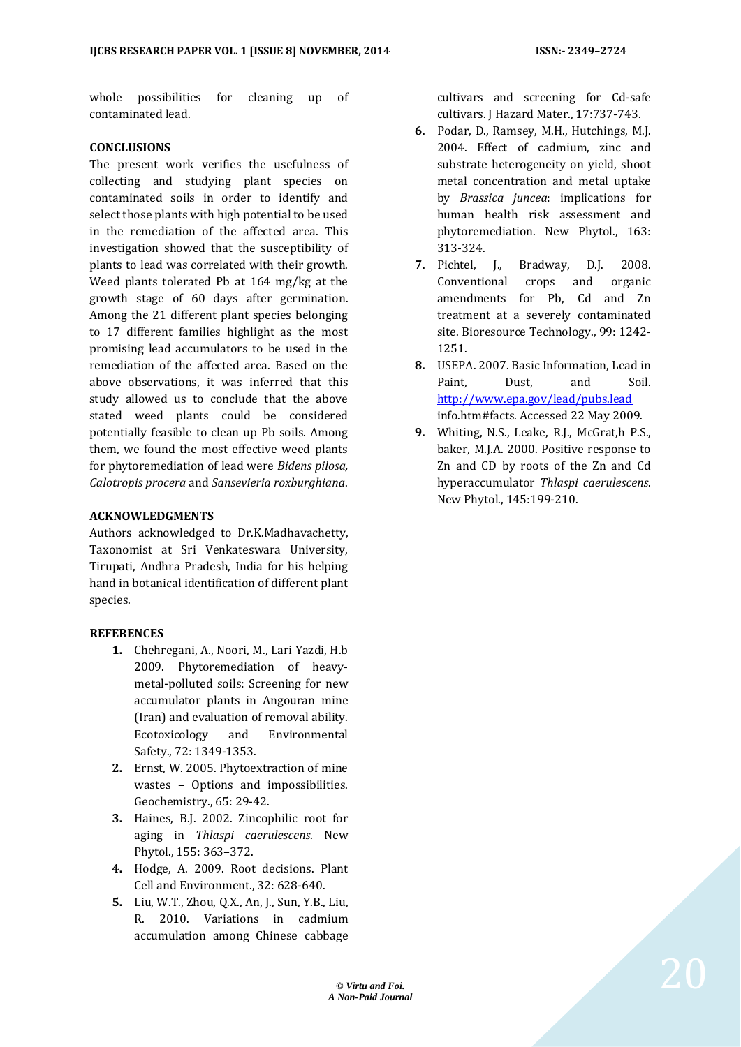whole possibilities for cleaning up of contaminated lead.

## CONCLUSIONS

The present work verifies the usefulness of collecting and studying plant species on contaminated soils in order to identify and select those plants with high potential to be used in the remediation of the affected area. This investigation showed that the susceptibility of plants to lead was correlated with their growth. Weed plants tolerated Pb at 164 mg/kg at the growth stage of 60 days after germination. Among the 21 different plant species belonging to 17 different families highlight as the most promising lead accumulators to be used in the remediation of the affected area. Based on the above observations, it was inferred that this study allowed us to conclude that the above stated weed plants could be considered potentially feasible to clean up Pb soils. Among them, we found the most effective weed plants for phytoremediation of lead were *Bidens pilosa, Calotropis procera* and *Sansevieria roxburghiana*.

## ACKNOWLEDGMENTS

Authors acknowledged to Dr.K.Madhavachetty, Taxonomist at Sri Venkateswara University, Tirupati, Andhra Pradesh, India for his helping hand in botanical identification of different plant species.

## REFERENCES

1. Chehregani, A., Noori, M., Lari Yazdi, H.b 2009. Phytoremediation of heavy-metal-polluted soils: Screening for new accumulator plants in Angouran mine (Iran) and evaluation of removal ability. Ecotoxicology and Environmental Safety., 72: 1349-1353.
2. Ernst, W. 2005. Phytoextraction of mine wastes – Options and impossibilities. Geochemistry., 65: 29-42.
3. Haines, B.J. 2002. Zincophilic root for aging in *Thlaspi caerulescens*. New Phytol., 155: 363–372.
4. Hodge, A. 2009. Root decisions. Plant Cell and Environment., 32: 628-640.
5. Liu, W.T., Zhou, Q.X., An, J., Sun, Y.B., Liu, R. 2010. Variations in cadmium accumulation among Chinese cabbage cultivars and screening for Cd-safe cultivars. J Hazard Mater., 17:737-743.
6. Podar, D., Ramsey, M.H., Hutchings, M.J. 2004. Effect of cadmium, zinc and substrate heterogeneity on yield, shoot metal concentration and metal uptake by *Brassica juncea*: implications for human health risk assessment and phytoremediation. New Phytol., 163: 313-324.
7. Pichtel, J., Bradway, D.J. 2008. Conventional crops and organic amendments for Pb, Cd and Zn treatment at a severely contaminated site. Bioresource Technology., 99: 1242-1251.
8. USEPA. 2007. Basic Information, Lead in Paint, Dust, and Soil. http://www.epa.gov/lead/pubs.lead info.htm#facts. Accessed 22 May 2009.
9. Whiting, N.S., Leake, R.J., McGrat,h P.S., baker, M.J.A. 2000. Positive response to Zn and CD by roots of the Zn and Cd hyperaccumulator *Thlaspi caerulescens*. New Phytol., 145:199-210.